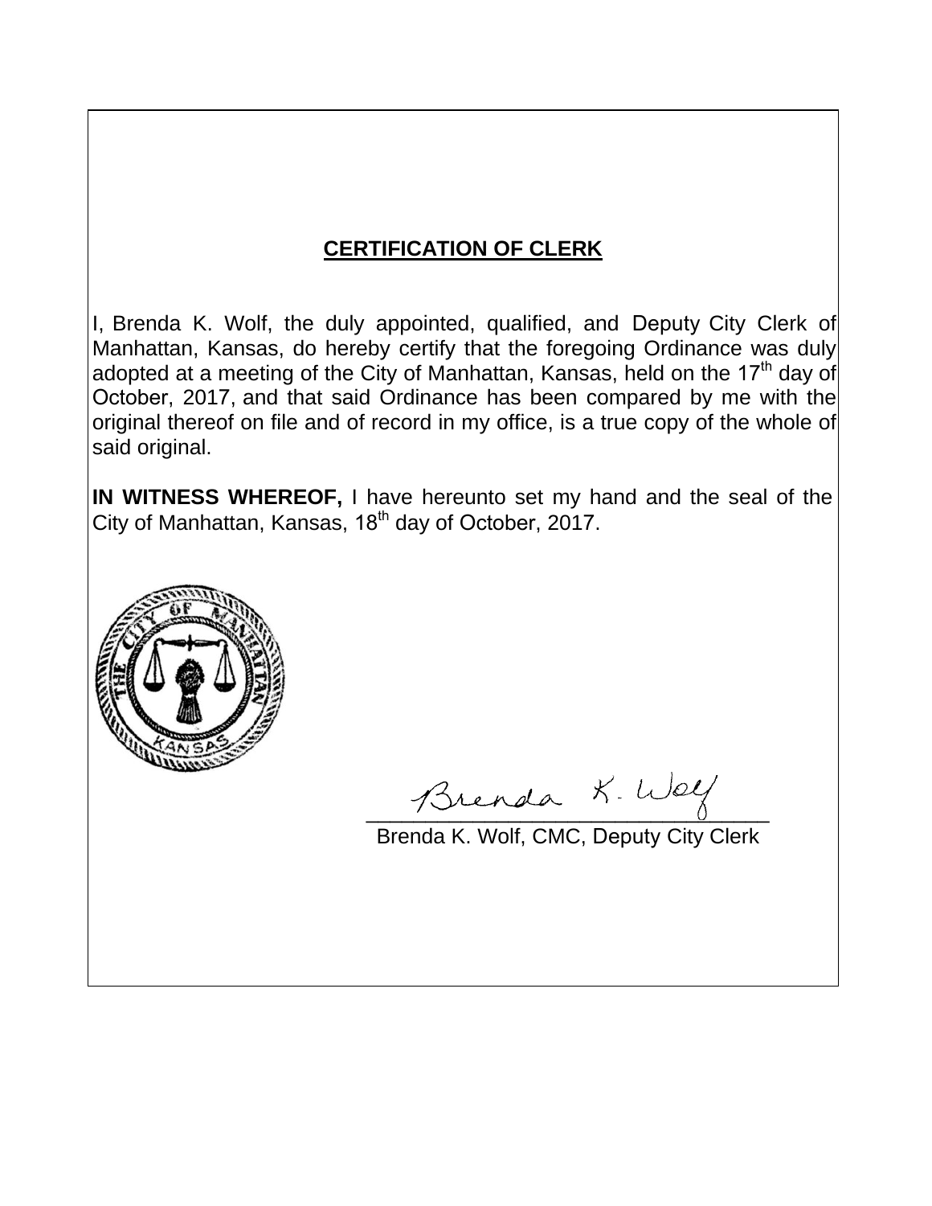# CERTIFICATION OF CLERK

I, Brenda K. Wolf, the duly appointed, qualified, and Deputy City Clerk of Manhattan, Kansas, do hereby certify that the foregoing Ordinance was duly adopted at a meeting of the City of Manhattan, Kansas, held on the 17th day of October, 2017, and that said Ordinance has been compared by me with the original thereof on file and of record in my office, is a true copy of the whole of said original.

**IN WITNESS WHEREOF,** I have hereunto set my hand and the seal of the City of Manhattan, Kansas, 18th day of October, 2017.

THE CITY OF MANHATTAN KANSAS

Brenda K. Wolf

Brenda K. Wolf, CMC, Deputy City Clerk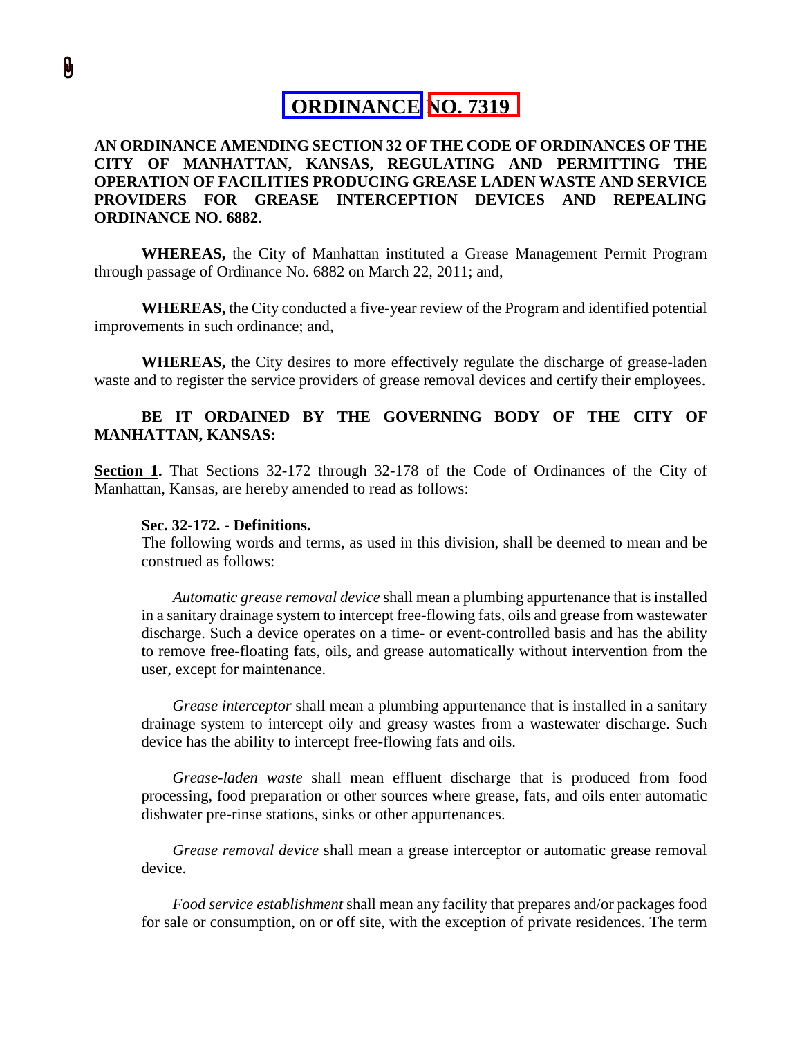# ORDINANCE NO. 7319

**AN ORDINANCE AMENDING SECTION 32 OF THE CODE OF ORDINANCES OF THE CITY OF MANHATTAN, KANSAS, REGULATING AND PERMITTING THE OPERATION OF FACILITIES PRODUCING GREASE LADEN WASTE AND SERVICE PROVIDERS FOR GREASE INTERCEPTION DEVICES AND REPEALING ORDINANCE NO. 6882.**

**WHEREAS,** the City of Manhattan instituted a Grease Management Permit Program through passage of Ordinance No. 6882 on March 22, 2011; and,

**WHEREAS,** the City conducted a five-year review of the Program and identified potential improvements in such ordinance; and,

**WHEREAS,** the City desires to more effectively regulate the discharge of grease-laden waste and to register the service providers of grease removal devices and certify their employees.

**BE IT ORDAINED BY THE GOVERNING BODY OF THE CITY OF MANHATTAN, KANSAS:**

**Section 1.** That Sections 32-172 through 32-178 of the Code of Ordinances of the City of Manhattan, Kansas, are hereby amended to read as follows:

**Sec. 32-172. - Definitions.**

The following words and terms, as used in this division, shall be deemed to mean and be construed as follows:

*Automatic grease removal device* shall mean a plumbing appurtenance that is installed in a sanitary drainage system to intercept free-flowing fats, oils and grease from wastewater discharge. Such a device operates on a time- or event-controlled basis and has the ability to remove free-floating fats, oils, and grease automatically without intervention from the user, except for maintenance.

*Grease interceptor* shall mean a plumbing appurtenance that is installed in a sanitary drainage system to intercept oily and greasy wastes from a wastewater discharge. Such device has the ability to intercept free-flowing fats and oils.

*Grease-laden waste* shall mean effluent discharge that is produced from food processing, food preparation or other sources where grease, fats, and oils enter automatic dishwater pre-rinse stations, sinks or other appurtenances.

*Grease removal device* shall mean a grease interceptor or automatic grease removal device.

*Food service establishment* shall mean any facility that prepares and/or packages food for sale or consumption, on or off site, with the exception of private residences. The term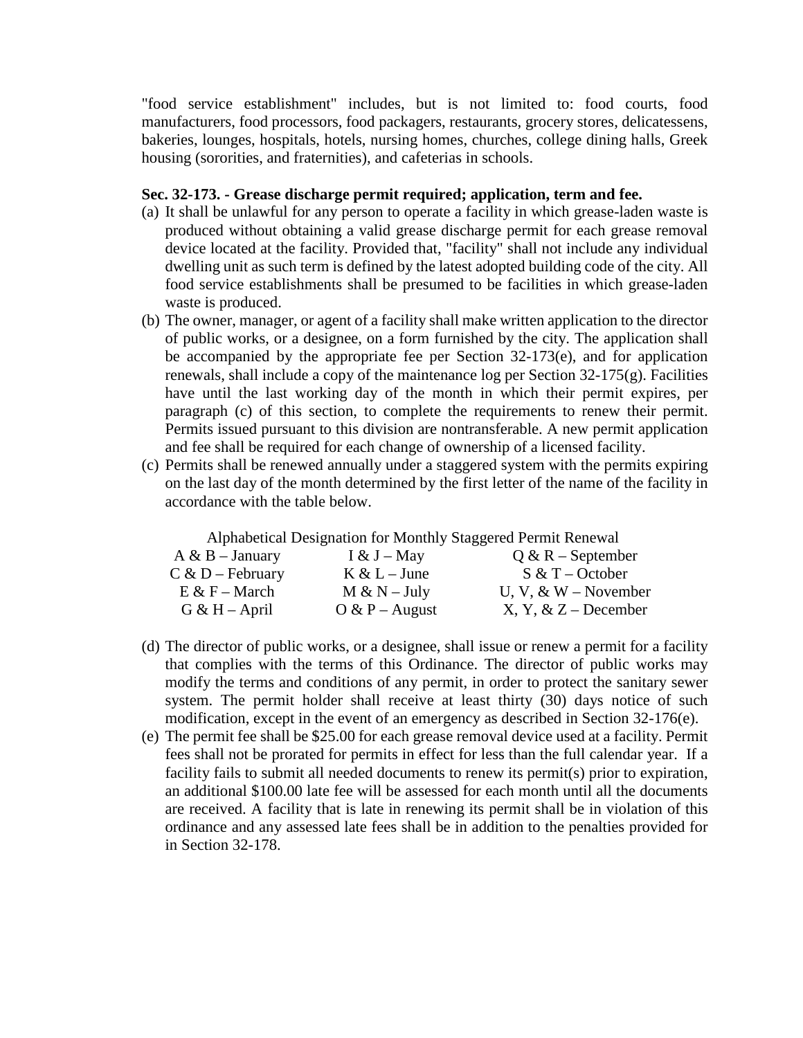"food service establishment" includes, but is not limited to: food courts, food manufacturers, food processors, food packagers, restaurants, grocery stores, delicatessens, bakeries, lounges, hospitals, hotels, nursing homes, churches, college dining halls, Greek housing (sororities, and fraternities), and cafeterias in schools.

**Sec. 32-173. - Grease discharge permit required; application, term and fee.**

(a) It shall be unlawful for any person to operate a facility in which grease-laden waste is produced without obtaining a valid grease discharge permit for each grease removal device located at the facility. Provided that, "facility" shall not include any individual dwelling unit as such term is defined by the latest adopted building code of the city. All food service establishments shall be presumed to be facilities in which grease-laden waste is produced.

(b) The owner, manager, or agent of a facility shall make written application to the director of public works, or a designee, on a form furnished by the city. The application shall be accompanied by the appropriate fee per Section 32-173(e), and for application renewals, shall include a copy of the maintenance log per Section 32-175(g). Facilities have until the last working day of the month in which their permit expires, per paragraph (c) of this section, to complete the requirements to renew their permit. Permits issued pursuant to this division are nontransferable. A new permit application and fee shall be required for each change of ownership of a licensed facility.

(c) Permits shall be renewed annually under a staggered system with the permits expiring on the last day of the month determined by the first letter of the name of the facility in accordance with the table below.

Alphabetical Designation for Monthly Staggered Permit Renewal

| | | |
|---|---|---|
| A & B – January | I & J – May | Q & R – September |
| C & D – February | K & L – June | S & T – October |
| E & F – March | M & N – July | U, V, & W – November |
| G & H – April | O & P – August | X, Y, & Z – December |

(d) The director of public works, or a designee, shall issue or renew a permit for a facility that complies with the terms of this Ordinance. The director of public works may modify the terms and conditions of any permit, in order to protect the sanitary sewer system. The permit holder shall receive at least thirty (30) days notice of such modification, except in the event of an emergency as described in Section 32-176(e).

(e) The permit fee shall be $25.00 for each grease removal device used at a facility. Permit fees shall not be prorated for permits in effect for less than the full calendar year. If a facility fails to submit all needed documents to renew its permit(s) prior to expiration, an additional $100.00 late fee will be assessed for each month until all the documents are received. A facility that is late in renewing its permit shall be in violation of this ordinance and any assessed late fees shall be in addition to the penalties provided for in Section 32-178.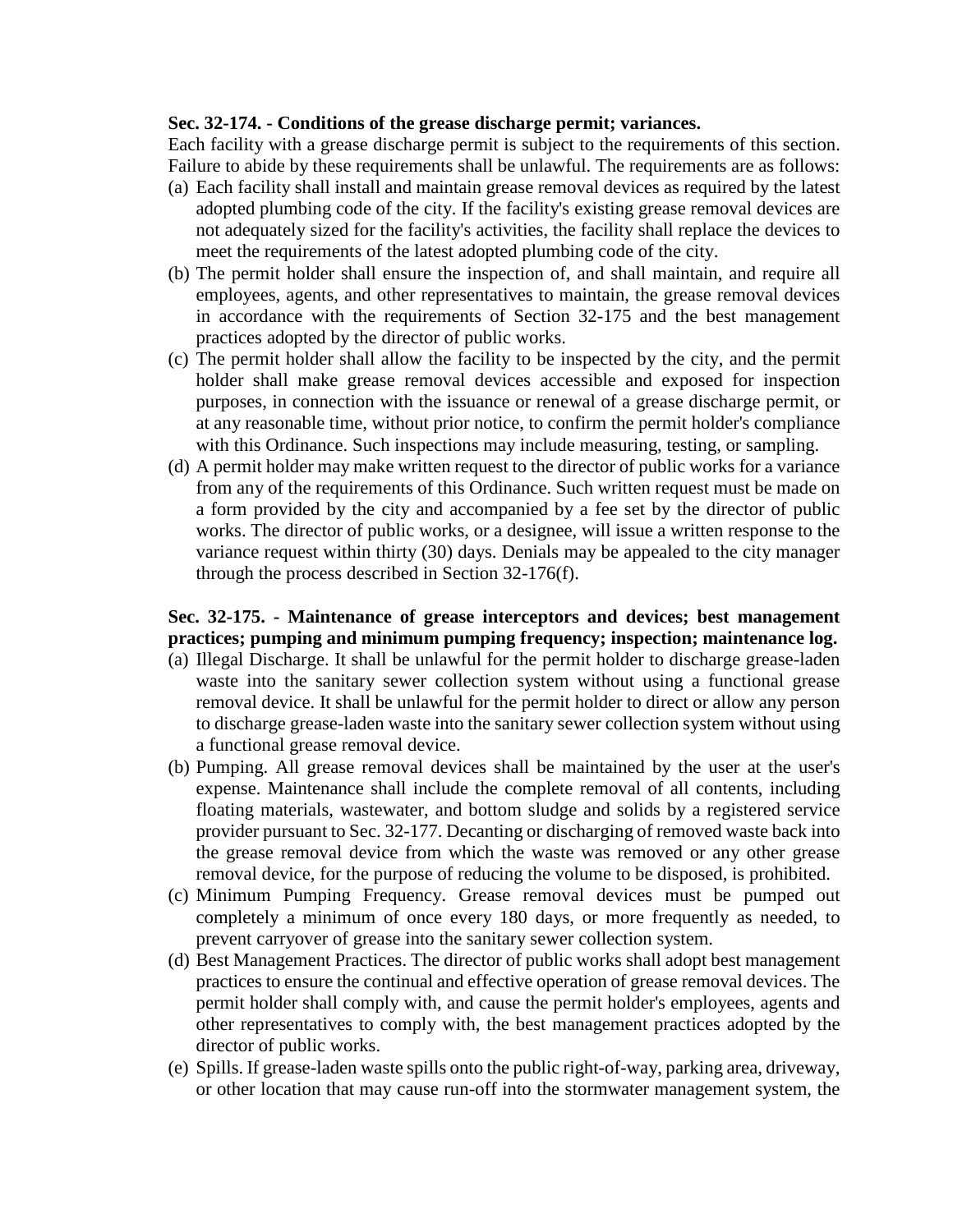**Sec. 32-174. - Conditions of the grease discharge permit; variances.**

Each facility with a grease discharge permit is subject to the requirements of this section. Failure to abide by these requirements shall be unlawful. The requirements are as follows:

(a) Each facility shall install and maintain grease removal devices as required by the latest adopted plumbing code of the city. If the facility's existing grease removal devices are not adequately sized for the facility's activities, the facility shall replace the devices to meet the requirements of the latest adopted plumbing code of the city.

(b) The permit holder shall ensure the inspection of, and shall maintain, and require all employees, agents, and other representatives to maintain, the grease removal devices in accordance with the requirements of Section 32-175 and the best management practices adopted by the director of public works.

(c) The permit holder shall allow the facility to be inspected by the city, and the permit holder shall make grease removal devices accessible and exposed for inspection purposes, in connection with the issuance or renewal of a grease discharge permit, or at any reasonable time, without prior notice, to confirm the permit holder's compliance with this Ordinance. Such inspections may include measuring, testing, or sampling.

(d) A permit holder may make written request to the director of public works for a variance from any of the requirements of this Ordinance. Such written request must be made on a form provided by the city and accompanied by a fee set by the director of public works. The director of public works, or a designee, will issue a written response to the variance request within thirty (30) days. Denials may be appealed to the city manager through the process described in Section 32-176(f).

**Sec. 32-175. - Maintenance of grease interceptors and devices; best management practices; pumping and minimum pumping frequency; inspection; maintenance log.**

(a) Illegal Discharge. It shall be unlawful for the permit holder to discharge grease-laden waste into the sanitary sewer collection system without using a functional grease removal device. It shall be unlawful for the permit holder to direct or allow any person to discharge grease-laden waste into the sanitary sewer collection system without using a functional grease removal device.

(b) Pumping. All grease removal devices shall be maintained by the user at the user's expense. Maintenance shall include the complete removal of all contents, including floating materials, wastewater, and bottom sludge and solids by a registered service provider pursuant to Sec. 32-177. Decanting or discharging of removed waste back into the grease removal device from which the waste was removed or any other grease removal device, for the purpose of reducing the volume to be disposed, is prohibited.

(c) Minimum Pumping Frequency. Grease removal devices must be pumped out completely a minimum of once every 180 days, or more frequently as needed, to prevent carryover of grease into the sanitary sewer collection system.

(d) Best Management Practices. The director of public works shall adopt best management practices to ensure the continual and effective operation of grease removal devices. The permit holder shall comply with, and cause the permit holder's employees, agents and other representatives to comply with, the best management practices adopted by the director of public works.

(e) Spills. If grease-laden waste spills onto the public right-of-way, parking area, driveway, or other location that may cause run-off into the stormwater management system, the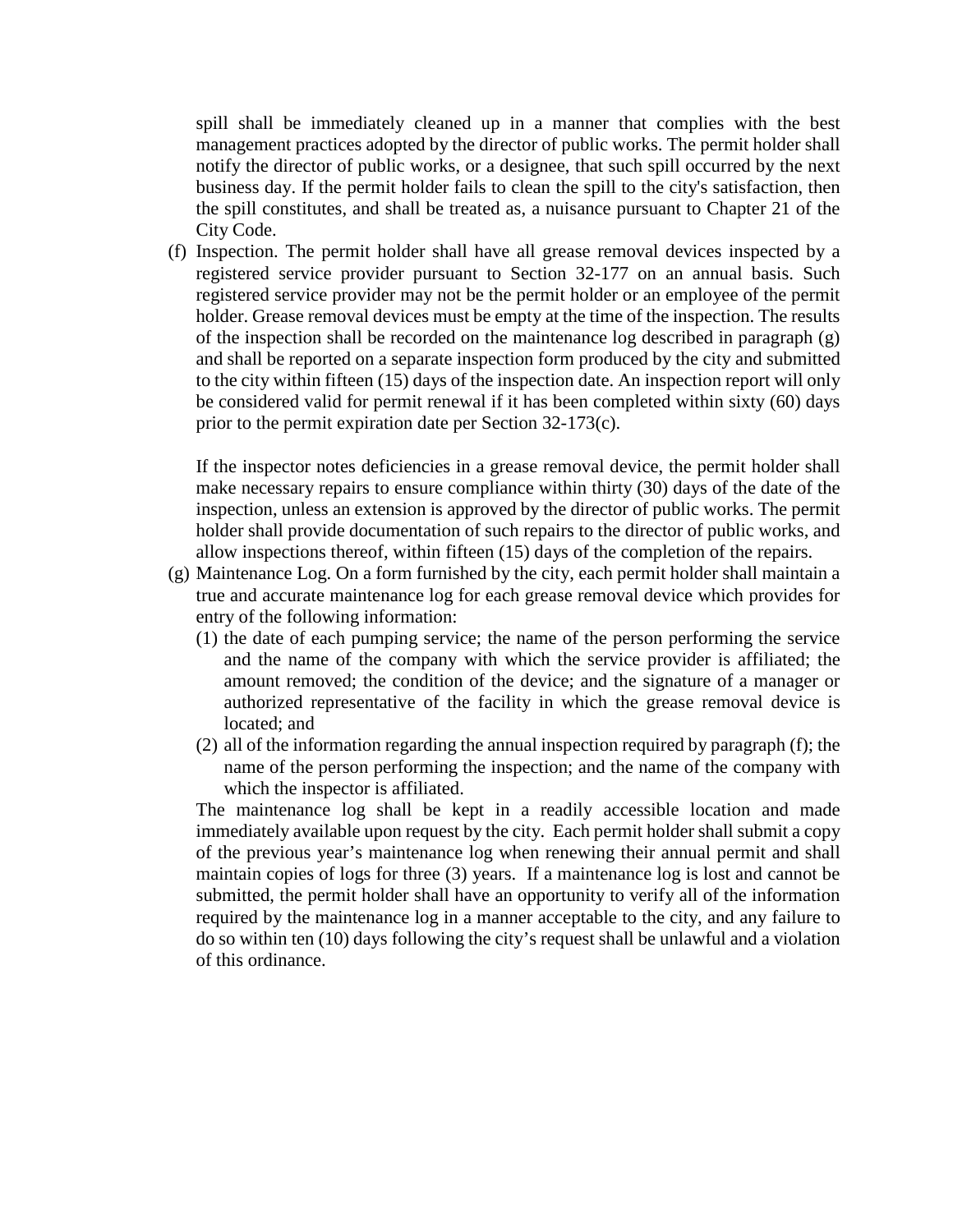spill shall be immediately cleaned up in a manner that complies with the best management practices adopted by the director of public works. The permit holder shall notify the director of public works, or a designee, that such spill occurred by the next business day. If the permit holder fails to clean the spill to the city's satisfaction, then the spill constitutes, and shall be treated as, a nuisance pursuant to Chapter 21 of the City Code.

(f) Inspection. The permit holder shall have all grease removal devices inspected by a registered service provider pursuant to Section 32-177 on an annual basis. Such registered service provider may not be the permit holder or an employee of the permit holder. Grease removal devices must be empty at the time of the inspection. The results of the inspection shall be recorded on the maintenance log described in paragraph (g) and shall be reported on a separate inspection form produced by the city and submitted to the city within fifteen (15) days of the inspection date. An inspection report will only be considered valid for permit renewal if it has been completed within sixty (60) days prior to the permit expiration date per Section 32-173(c).

 If the inspector notes deficiencies in a grease removal device, the permit holder shall make necessary repairs to ensure compliance within thirty (30) days of the date of the inspection, unless an extension is approved by the director of public works. The permit holder shall provide documentation of such repairs to the director of public works, and allow inspections thereof, within fifteen (15) days of the completion of the repairs.

(g) Maintenance Log. On a form furnished by the city, each permit holder shall maintain a true and accurate maintenance log for each grease removal device which provides for entry of the following information:
 (1) the date of each pumping service; the name of the person performing the service and the name of the company with which the service provider is affiliated; the amount removed; the condition of the device; and the signature of a manager or authorized representative of the facility in which the grease removal device is located; and
 (2) all of the information regarding the annual inspection required by paragraph (f); the name of the person performing the inspection; and the name of the company with which the inspector is affiliated.

 The maintenance log shall be kept in a readily accessible location and made immediately available upon request by the city. Each permit holder shall submit a copy of the previous year's maintenance log when renewing their annual permit and shall maintain copies of logs for three (3) years. If a maintenance log is lost and cannot be submitted, the permit holder shall have an opportunity to verify all of the information required by the maintenance log in a manner acceptable to the city, and any failure to do so within ten (10) days following the city's request shall be unlawful and a violation of this ordinance.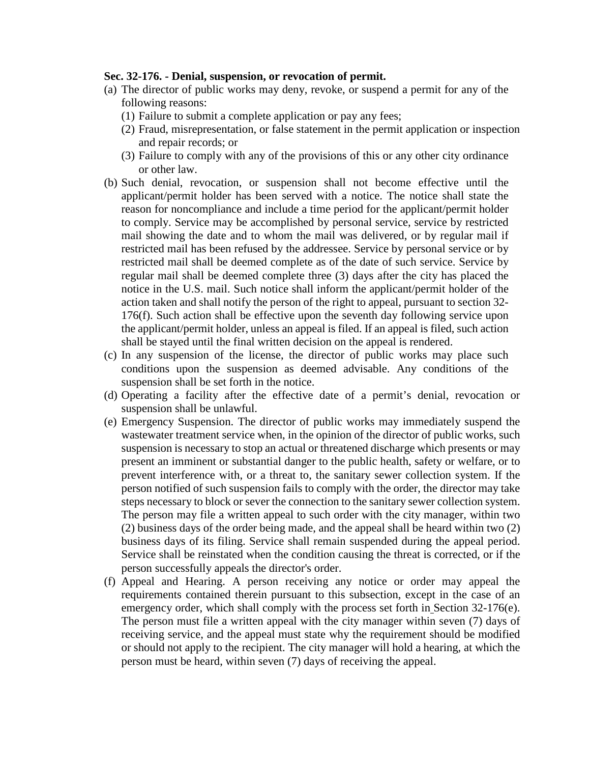**Sec. 32-176. - Denial, suspension, or revocation of permit.**

(a) The director of public works may deny, revoke, or suspend a permit for any of the following reasons:

   (1) Failure to submit a complete application or pay any fees;

   (2) Fraud, misrepresentation, or false statement in the permit application or inspection and repair records; or

   (3) Failure to comply with any of the provisions of this or any other city ordinance or other law.

(b) Such denial, revocation, or suspension shall not become effective until the applicant/permit holder has been served with a notice. The notice shall state the reason for noncompliance and include a time period for the applicant/permit holder to comply. Service may be accomplished by personal service, service by restricted mail showing the date and to whom the mail was delivered, or by regular mail if restricted mail has been refused by the addressee. Service by personal service or by restricted mail shall be deemed complete as of the date of such service. Service by regular mail shall be deemed complete three (3) days after the city has placed the notice in the U.S. mail. Such notice shall inform the applicant/permit holder of the action taken and shall notify the person of the right to appeal, pursuant to section 32-176(f). Such action shall be effective upon the seventh day following service upon the applicant/permit holder, unless an appeal is filed. If an appeal is filed, such action shall be stayed until the final written decision on the appeal is rendered.

(c) In any suspension of the license, the director of public works may place such conditions upon the suspension as deemed advisable. Any conditions of the suspension shall be set forth in the notice.

(d) Operating a facility after the effective date of a permit's denial, revocation or suspension shall be unlawful.

(e) Emergency Suspension. The director of public works may immediately suspend the wastewater treatment service when, in the opinion of the director of public works, such suspension is necessary to stop an actual or threatened discharge which presents or may present an imminent or substantial danger to the public health, safety or welfare, or to prevent interference with, or a threat to, the sanitary sewer collection system. If the person notified of such suspension fails to comply with the order, the director may take steps necessary to block or sever the connection to the sanitary sewer collection system. The person may file a written appeal to such order with the city manager, within two (2) business days of the order being made, and the appeal shall be heard within two (2) business days of its filing. Service shall remain suspended during the appeal period. Service shall be reinstated when the condition causing the threat is corrected, or if the person successfully appeals the director's order.

(f) Appeal and Hearing. A person receiving any notice or order may appeal the requirements contained therein pursuant to this subsection, except in the case of an emergency order, which shall comply with the process set forth in Section 32-176(e). The person must file a written appeal with the city manager within seven (7) days of receiving service, and the appeal must state why the requirement should be modified or should not apply to the recipient. The city manager will hold a hearing, at which the person must be heard, within seven (7) days of receiving the appeal.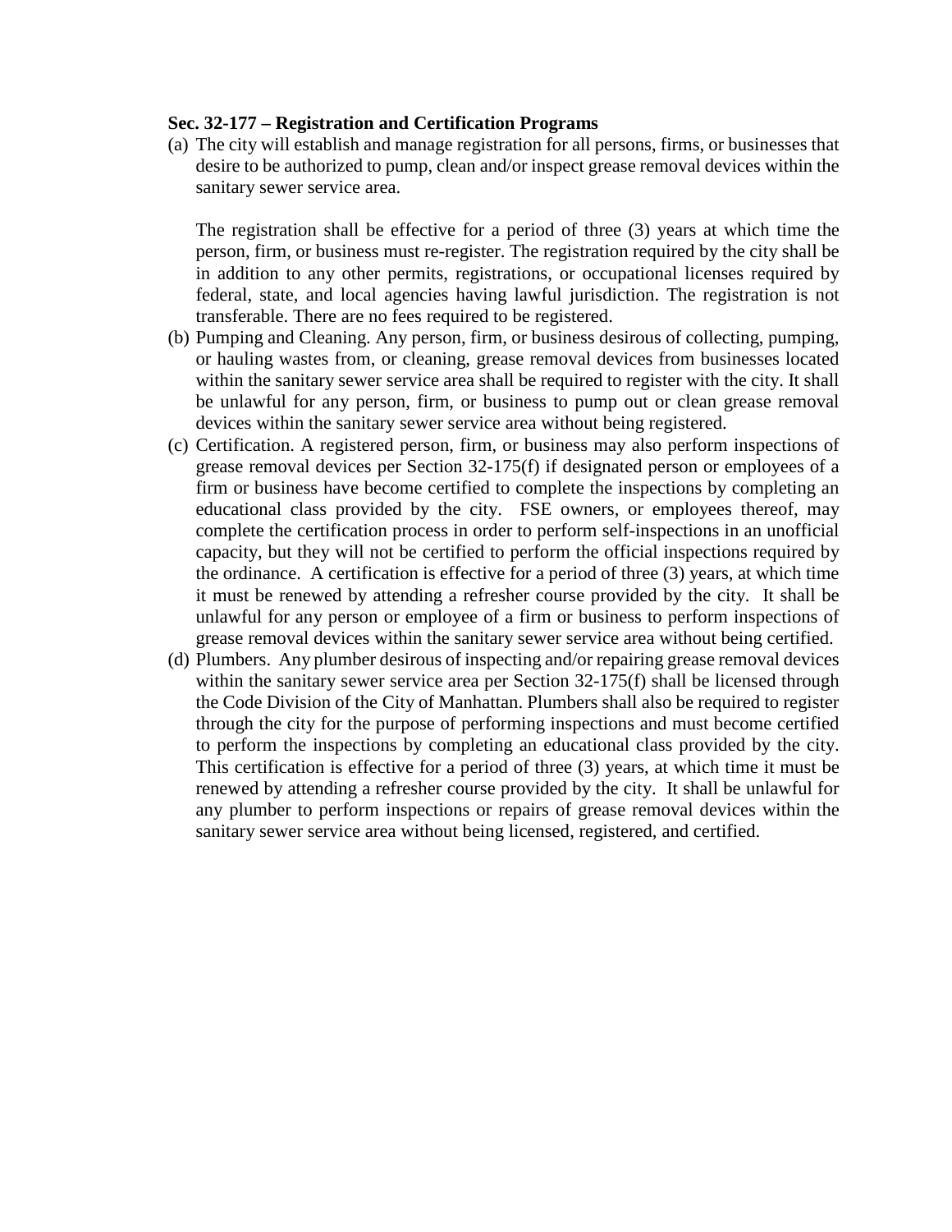**Sec. 32-177 – Registration and Certification Programs**

(a) The city will establish and manage registration for all persons, firms, or businesses that desire to be authorized to pump, clean and/or inspect grease removal devices within the sanitary sewer service area.

    The registration shall be effective for a period of three (3) years at which time the person, firm, or business must re-register. The registration required by the city shall be in addition to any other permits, registrations, or occupational licenses required by federal, state, and local agencies having lawful jurisdiction. The registration is not transferable. There are no fees required to be registered.

(b) Pumping and Cleaning. Any person, firm, or business desirous of collecting, pumping, or hauling wastes from, or cleaning, grease removal devices from businesses located within the sanitary sewer service area shall be required to register with the city. It shall be unlawful for any person, firm, or business to pump out or clean grease removal devices within the sanitary sewer service area without being registered.

(c) Certification. A registered person, firm, or business may also perform inspections of grease removal devices per Section 32-175(f) if designated person or employees of a firm or business have become certified to complete the inspections by completing an educational class provided by the city. FSE owners, or employees thereof, may complete the certification process in order to perform self-inspections in an unofficial capacity, but they will not be certified to perform the official inspections required by the ordinance. A certification is effective for a period of three (3) years, at which time it must be renewed by attending a refresher course provided by the city. It shall be unlawful for any person or employee of a firm or business to perform inspections of grease removal devices within the sanitary sewer service area without being certified.

(d) Plumbers. Any plumber desirous of inspecting and/or repairing grease removal devices within the sanitary sewer service area per Section 32-175(f) shall be licensed through the Code Division of the City of Manhattan. Plumbers shall also be required to register through the city for the purpose of performing inspections and must become certified to perform the inspections by completing an educational class provided by the city. This certification is effective for a period of three (3) years, at which time it must be renewed by attending a refresher course provided by the city. It shall be unlawful for any plumber to perform inspections or repairs of grease removal devices within the sanitary sewer service area without being licensed, registered, and certified.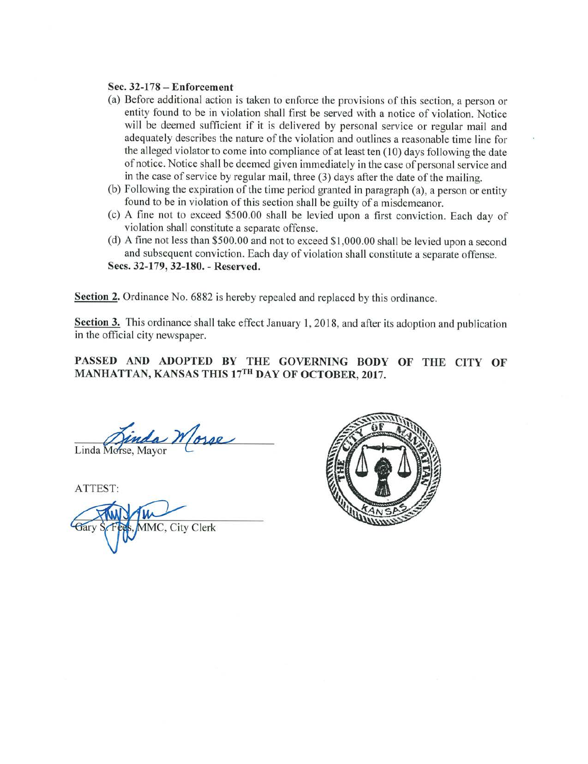**Sec. 32-178 – Enforcement**

(a) Before additional action is taken to enforce the provisions of this section, a person or entity found to be in violation shall first be served with a notice of violation. Notice will be deemed sufficient if it is delivered by personal service or regular mail and adequately describes the nature of the violation and outlines a reasonable time line for the alleged violator to come into compliance of at least ten (10) days following the date of notice. Notice shall be deemed given immediately in the case of personal service and in the case of service by regular mail, three (3) days after the date of the mailing.

(b) Following the expiration of the time period granted in paragraph (a), a person or entity found to be in violation of this section shall be guilty of a misdemeanor.

(c) A fine not to exceed $500.00 shall be levied upon a first conviction. Each day of violation shall constitute a separate offense.

(d) A fine not less than $500.00 and not to exceed $1,000.00 shall be levied upon a second and subsequent conviction. Each day of violation shall constitute a separate offense.

**Secs. 32-179, 32-180. - Reserved.**

**Section 2.** Ordinance No. 6882 is hereby repealed and replaced by this ordinance.

**Section 3.** This ordinance shall take effect January 1, 2018, and after its adoption and publication in the official city newspaper.

**PASSED AND ADOPTED BY THE GOVERNING BODY OF THE CITY OF MANHATTAN, KANSAS THIS 17TH DAY OF OCTOBER, 2017.**

Linda Morse, Mayor

ATTEST:

Gary S. Fees, MMC, City Clerk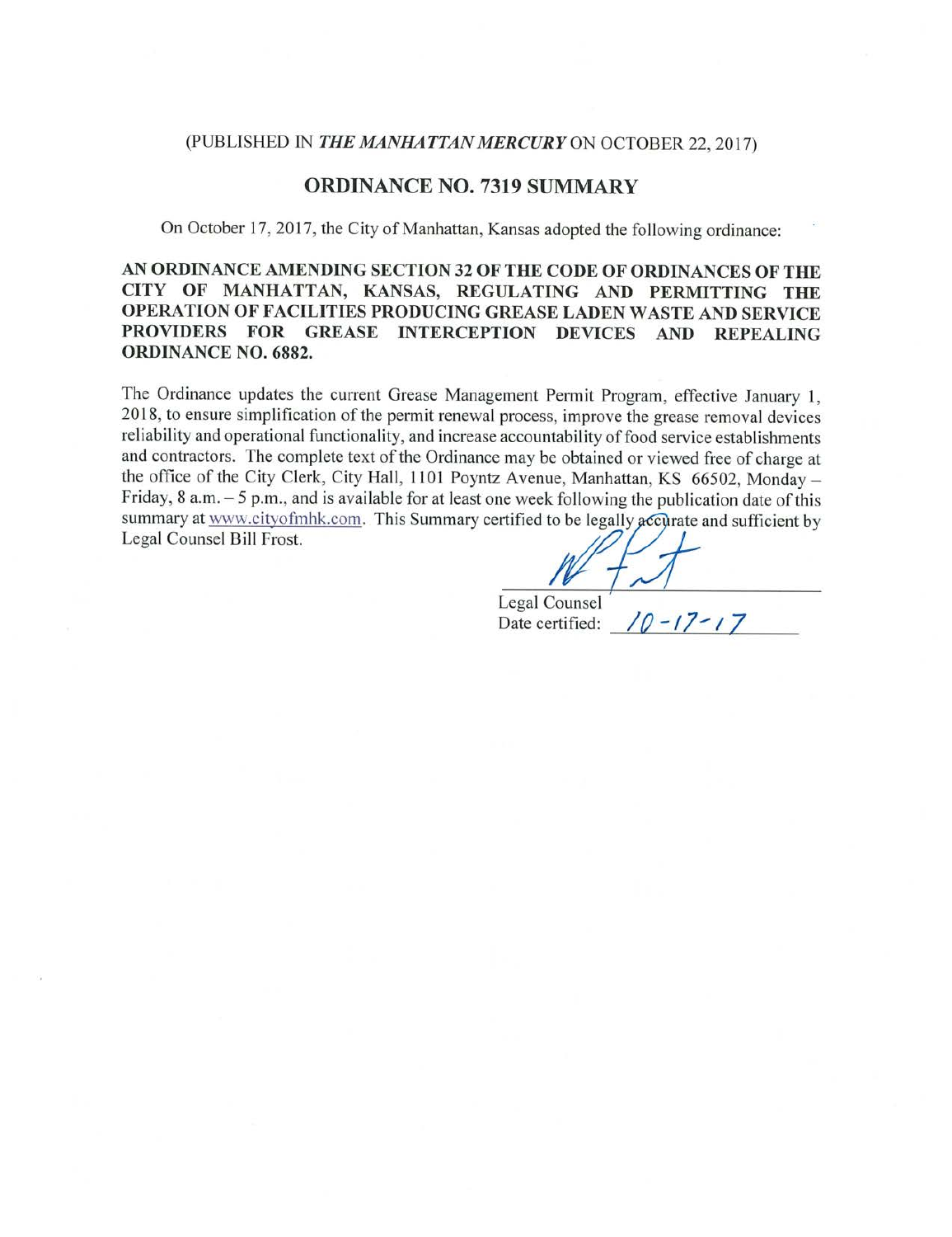(PUBLISHED IN *THE MANHATTAN MERCURY* ON OCTOBER 22, 2017)

## ORDINANCE NO. 7319 SUMMARY

On October 17, 2017, the City of Manhattan, Kansas adopted the following ordinance:

**AN ORDINANCE AMENDING SECTION 32 OF THE CODE OF ORDINANCES OF THE CITY OF MANHATTAN, KANSAS, REGULATING AND PERMITTING THE OPERATION OF FACILITIES PRODUCING GREASE LADEN WASTE AND SERVICE PROVIDERS FOR GREASE INTERCEPTION DEVICES AND REPEALING ORDINANCE NO. 6882.**

The Ordinance updates the current Grease Management Permit Program, effective January 1, 2018, to ensure simplification of the permit renewal process, improve the grease removal devices reliability and operational functionality, and increase accountability of food service establishments and contractors. The complete text of the Ordinance may be obtained or viewed free of charge at the office of the City Clerk, City Hall, 1101 Poyntz Avenue, Manhattan, KS 66502, Monday – Friday, 8 a.m. – 5 p.m., and is available for at least one week following the publication date of this summary at www.cityofmhk.com. This Summary certified to be legally accurate and sufficient by Legal Counsel Bill Frost.

Legal Counsel

Date certified: 10-17-17